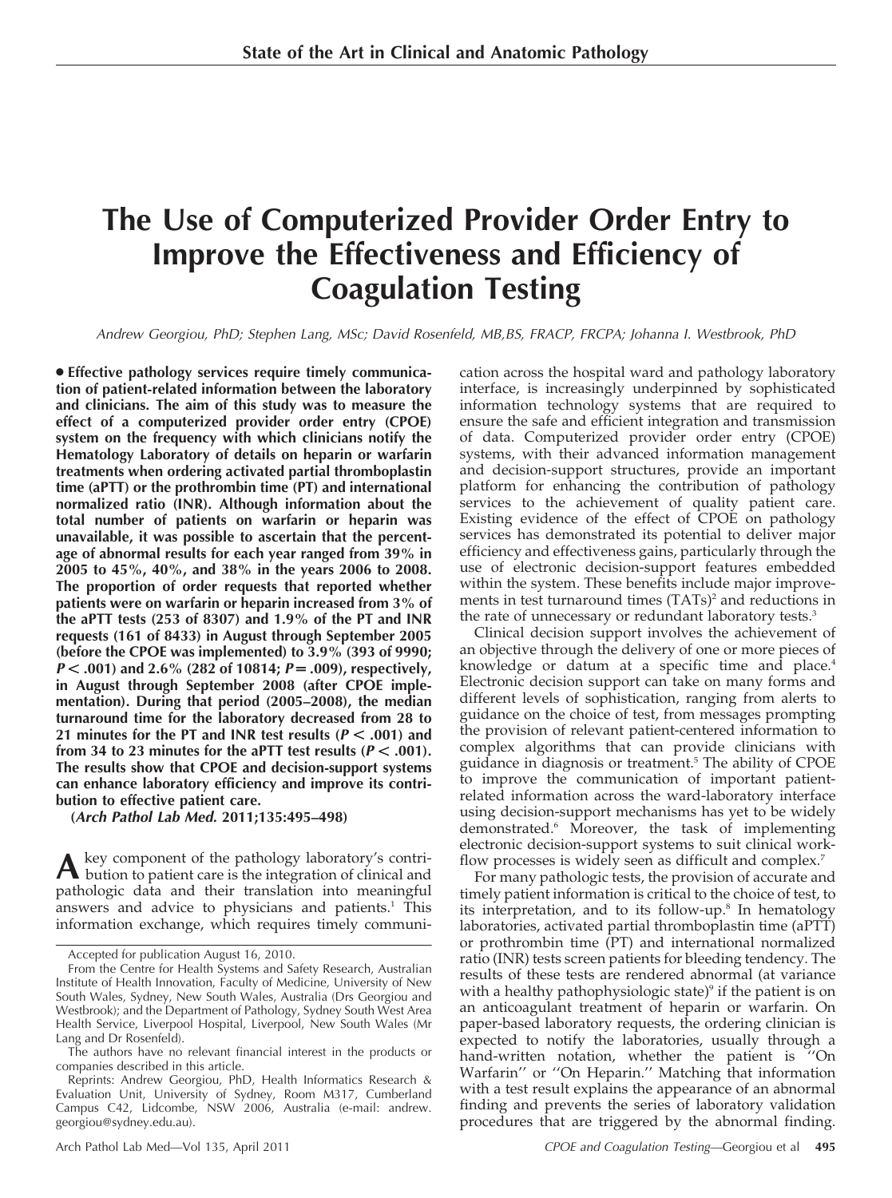# The Use of Computerized Provider Order Entry to Improve the Effectiveness and Efficiency of Coagulation Testing

*Andrew Georgiou, PhD; Stephen Lang, MSc; David Rosenfeld, MB,BS, FRACP, FRCPA; Johanna I. Westbrook, PhD*

**• Effective pathology services require timely communication of patient-related information between the laboratory and clinicians. The aim of this study was to measure the effect of a computerized provider order entry (CPOE) system on the frequency with which clinicians notify the Hematology Laboratory of details on heparin or warfarin treatments when ordering activated partial thromboplastin time (aPTT) or the prothrombin time (PT) and international normalized ratio (INR). Although information about the total number of patients on warfarin or heparin was unavailable, it was possible to ascertain that the percentage of abnormal results for each year ranged from 39% in 2005 to 45%, 40%, and 38% in the years 2006 to 2008. The proportion of order requests that reported whether patients were on warfarin or heparin increased from 3% of the aPTT tests (253 of 8307) and 1.9% of the PT and INR requests (161 of 8433) in August through September 2005 (before the CPOE was implemented) to 3.9% (393 of 9990; *P* < .001) and 2.6% (282 of 10814; *P* = .009), respectively, in August through September 2008 (after CPOE implementation). During that period (2005–2008), the median turnaround time for the laboratory decreased from 28 to 21 minutes for the PT and INR test results (*P* < .001) and from 34 to 23 minutes for the aPTT test results (*P* < .001). The results show that CPOE and decision-support systems can enhance laboratory efficiency and improve its contribution to effective patient care.**

**(*Arch Pathol Lab Med.* 2011;135:495–498)**

A key component of the pathology laboratory's contribution to patient care is the integration of clinical and pathologic data and their translation into meaningful answers and advice to physicians and patients.[1] This information exchange, which requires timely communication across the hospital ward and pathology laboratory interface, is increasingly underpinned by sophisticated information technology systems that are required to ensure the safe and efficient integration and transmission of data. Computerized provider order entry (CPOE) systems, with their advanced information management and decision-support structures, provide an important platform for enhancing the contribution of pathology services to the achievement of quality patient care. Existing evidence of the effect of CPOE on pathology services has demonstrated its potential to deliver major efficiency and effectiveness gains, particularly through the use of electronic decision-support features embedded within the system. These benefits include major improvements in test turnaround times (TATs)[2] and reductions in the rate of unnecessary or redundant laboratory tests.[3]

Clinical decision support involves the achievement of an objective through the delivery of one or more pieces of knowledge or datum at a specific time and place.[4] Electronic decision support can take on many forms and different levels of sophistication, ranging from alerts to guidance on the choice of test, from messages prompting the provision of relevant patient-centered information to complex algorithms that can provide clinicians with guidance in diagnosis or treatment.[5] The ability of CPOE to improve the communication of important patient-related information across the ward-laboratory interface using decision-support mechanisms has yet to be widely demonstrated.[6] Moreover, the task of implementing electronic decision-support systems to suit clinical workflow processes is widely seen as difficult and complex.[7]

For many pathologic tests, the provision of accurate and timely patient information is critical to the choice of test, to its interpretation, and to its follow-up.[8] In hematology laboratories, activated partial thromboplastin time (aPTT) or prothrombin time (PT) and international normalized ratio (INR) tests screen patients for bleeding tendency. The results of these tests are rendered abnormal (at variance with a healthy pathophysiologic state)[9] if the patient is on an anticoagulant treatment of heparin or warfarin. On paper-based laboratory requests, the ordering clinician is expected to notify the laboratories, usually through a hand-written notation, whether the patient is "On Warfarin" or "On Heparin." Matching that information with a test result explains the appearance of an abnormal finding and prevents the series of laboratory validation procedures that are triggered by the abnormal finding.

---

Accepted for publication August 16, 2010.

From the Centre for Health Systems and Safety Research, Australian Institute of Health Innovation, Faculty of Medicine, University of New South Wales, Sydney, New South Wales, Australia (Drs Georgiou and Westbrook); and the Department of Pathology, Sydney South West Area Health Service, Liverpool Hospital, Liverpool, New South Wales (Mr Lang and Dr Rosenfeld).

The authors have no relevant financial interest in the products or companies described in this article.

Reprints: Andrew Georgiou, PhD, Health Informatics Research & Evaluation Unit, University of Sydney, Room M317, Cumberland Campus C42, Lidcombe, NSW 2006, Australia (e-mail: andrew.georgiou@sydney.edu.au).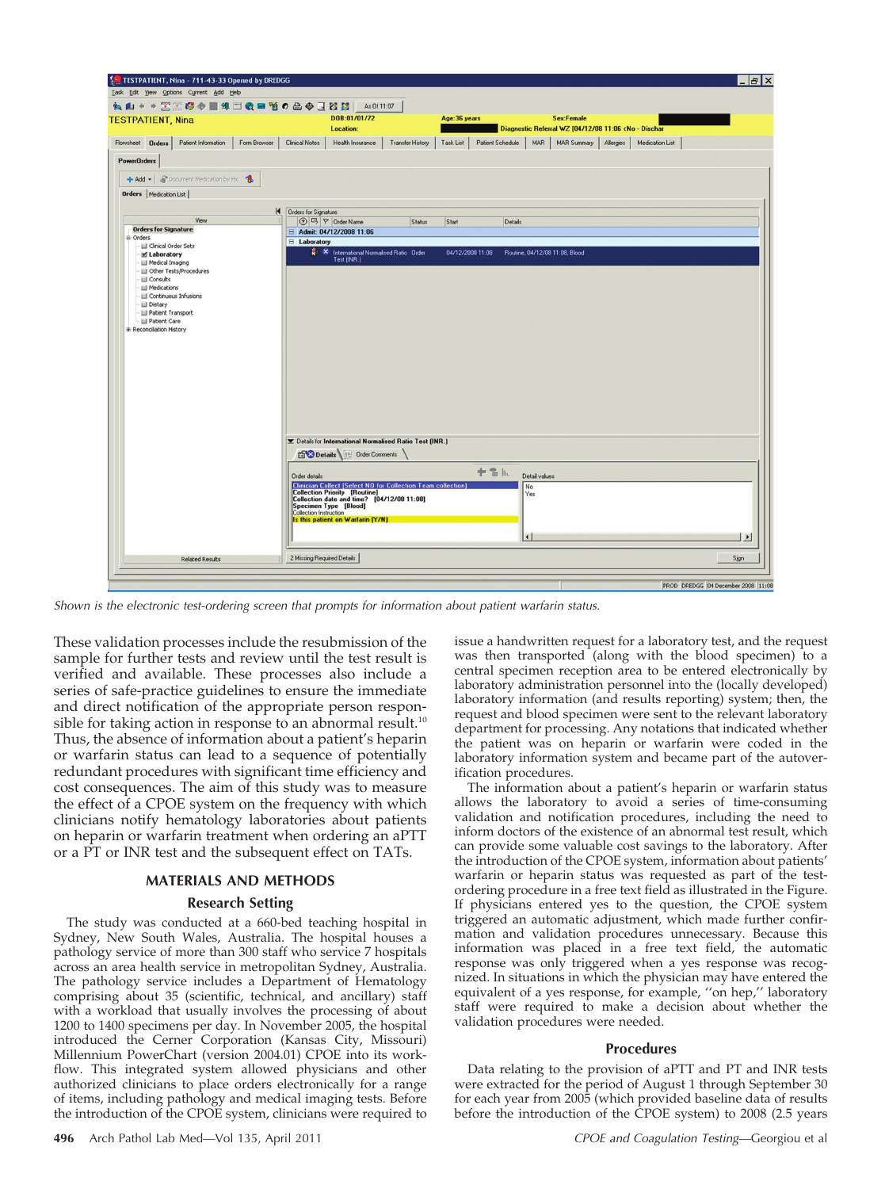Shown is the electronic test-ordering screen that prompts for information about patient warfarin status.

These validation processes include the resubmission of the sample for further tests and review until the test result is verified and available. These processes also include a series of safe-practice guidelines to ensure the immediate and direct notification of the appropriate person responsible for taking action in response to an abnormal result.[10] Thus, the absence of information about a patient's heparin or warfarin status can lead to a sequence of potentially redundant procedures with significant time efficiency and cost consequences. The aim of this study was to measure the effect of a CPOE system on the frequency with which clinicians notify hematology laboratories about patients on heparin or warfarin treatment when ordering an aPTT or a PT or INR test and the subsequent effect on TATs.

## MATERIALS AND METHODS

### Research Setting

The study was conducted at a 660-bed teaching hospital in Sydney, New South Wales, Australia. The hospital houses a pathology service of more than 300 staff who service 7 hospitals across an area health service in metropolitan Sydney, Australia. The pathology service includes a Department of Hematology comprising about 35 (scientific, technical, and ancillary) staff with a workload that usually involves the processing of about 1200 to 1400 specimens per day. In November 2005, the hospital introduced the Cerner Corporation (Kansas City, Missouri) Millennium PowerChart (version 2004.01) CPOE into its workflow. This integrated system allowed physicians and other authorized clinicians to place orders electronically for a range of items, including pathology and medical imaging tests. Before the introduction of the CPOE system, clinicians were required to issue a handwritten request for a laboratory test, and the request was then transported (along with the blood specimen) to a central specimen reception area to be entered electronically by laboratory administration personnel into the (locally developed) laboratory information (and results reporting) system; then, the request and blood specimen were sent to the relevant laboratory department for processing. Any notations that indicated whether the patient was on heparin or warfarin were coded in the laboratory information system and became part of the autoverification procedures.

The information about a patient's heparin or warfarin status allows the laboratory to avoid a series of time-consuming validation and notification procedures, including the need to inform doctors of the existence of an abnormal test result, which can provide some valuable cost savings to the laboratory. After the introduction of the CPOE system, information about patients' warfarin or heparin status was requested as part of the test-ordering procedure in a free text field as illustrated in the Figure. If physicians entered yes to the question, the CPOE system triggered an automatic adjustment, which made further confirmation and validation procedures unnecessary. Because this information was placed in a free text field, the automatic response was only triggered when a yes response was recognized. In situations in which the physician may have entered the equivalent of a yes response, for example, ''on hep,'' laboratory staff were required to make a decision about whether the validation procedures were needed.

### Procedures

Data relating to the provision of aPTT and PT and INR tests were extracted for the period of August 1 through September 30 for each year from 2005 (which provided baseline data of results before the introduction of the CPOE system) to 2008 (2.5 years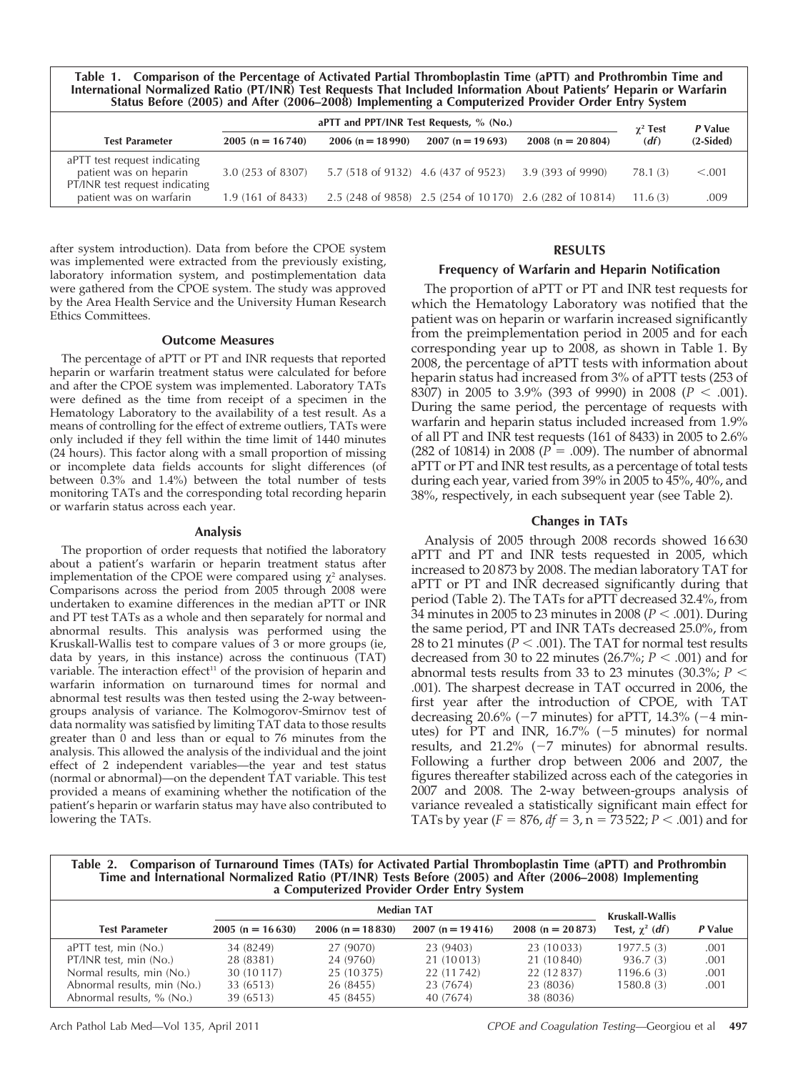**Table 1. Comparison of the Percentage of Activated Partial Thromboplastin Time (aPTT) and Prothrombin Time and International Normalized Ratio (PT/INR) Test Requests That Included Information About Patients' Heparin or Warfarin Status Before (2005) and After (2006–2008) Implementing a Computerized Provider Order Entry System**

| Test Parameter | aPTT and PPT/INR Test Requests, % (No.) | | | | $\chi^2$ Test (*df*) | *P* Value (2-Sided) |
|---|---|---|---|---|---|---|
| | 2005 (n = 16 740) | 2006 (n = 18 990) | 2007 (n = 19 693) | 2008 (n = 20 804) | | |
| aPTT test request indicating patient was on heparin | 3.0 (253 of 8307) | 5.7 (518 of 9132) | 4.6 (437 of 9523) | 3.9 (393 of 9990) | 78.1 (3) | <.001 |
| PT/INR test request indicating patient was on warfarin | 1.9 (161 of 8433) | 2.5 (248 of 9858) | 2.5 (254 of 10 170) | 2.6 (282 of 10 814) | 11.6 (3) | .009 |

after system introduction). Data from before the CPOE system was implemented were extracted from the previously existing, laboratory information system, and postimplementation data were gathered from the CPOE system. The study was approved by the Area Health Service and the University Human Research Ethics Committees.

### Outcome Measures

The percentage of aPTT or PT and INR requests that reported heparin or warfarin treatment status were calculated for before and after the CPOE system was implemented. Laboratory TATs were defined as the time from receipt of a specimen in the Hematology Laboratory to the availability of a test result. As a means of controlling for the effect of extreme outliers, TATs were only included if they fell within the time limit of 1440 minutes (24 hours). This factor along with a small proportion of missing or incomplete data fields accounts for slight differences (of between 0.3% and 1.4%) between the total number of tests monitoring TATs and the corresponding total recording heparin or warfarin status across each year.

### Analysis

The proportion of order requests that notified the laboratory about a patient's warfarin or heparin treatment status after implementation of the CPOE were compared using $\chi^2$ analyses. Comparisons across the period from 2005 through 2008 were undertaken to examine differences in the median aPTT or INR and PT test TATs as a whole and then separately for normal and abnormal results. This analysis was performed using the Kruskall-Wallis test to compare values of 3 or more groups (ie, data by years, in this instance) across the continuous (TAT) variable. The interaction effect[11] of the provision of heparin and warfarin information on turnaround times for normal and abnormal test results was then tested using the 2-way between-groups analysis of variance. The Kolmogorov-Smirnov test of data normality was satisfied by limiting TAT data to those results greater than 0 and less than or equal to 76 minutes from the analysis. This allowed the analysis of the individual and the joint effect of 2 independent variables—the year and test status (normal or abnormal)—on the dependent TAT variable. This test provided a means of examining whether the notification of the patient's heparin or warfarin status may have also contributed to lowering the TATs.

## RESULTS

### Frequency of Warfarin and Heparin Notification

The proportion of aPTT or PT and INR test requests for which the Hematology Laboratory was notified that the patient was on heparin or warfarin increased significantly from the preimplementation period in 2005 and for each corresponding year up to 2008, as shown in Table 1. By 2008, the percentage of aPTT tests with information about heparin status had increased from 3% of aPTT tests (253 of 8307) in 2005 to 3.9% (393 of 9990) in 2008 ($P < .001$). During the same period, the percentage of requests with warfarin and heparin status included increased from 1.9% of all PT and INR test requests (161 of 8433) in 2005 to 2.6% (282 of 10814) in 2008 ($P = .009$). The number of abnormal aPTT or PT and INR test results, as a percentage of total tests during each year, varied from 39% in 2005 to 45%, 40%, and 38%, respectively, in each subsequent year (see Table 2).

### Changes in TATs

Analysis of 2005 through 2008 records showed 16 630 aPTT and PT and INR tests requested in 2005, which increased to 20 873 by 2008. The median laboratory TAT for aPTT or PT and INR decreased significantly during that period (Table 2). The TATs for aPTT decreased 32.4%, from 34 minutes in 2005 to 23 minutes in 2008 ($P < .001$). During the same period, PT and INR TATs decreased 25.0%, from 28 to 21 minutes ($P < .001$). The TAT for normal test results decreased from 30 to 22 minutes (26.7%; $P < .001$) and for abnormal tests results from 33 to 23 minutes (30.3%; $P < .001$). The sharpest decrease in TAT occurred in 2006, the first year after the introduction of CPOE, with TAT decreasing 20.6% (−7 minutes) for aPTT, 14.3% (−4 minutes) for PT and INR, 16.7% (−5 minutes) for normal results, and 21.2% (−7 minutes) for abnormal results. Following a further drop between 2006 and 2007, the figures thereafter stabilized across each of the categories in 2007 and 2008. The 2-way between-groups analysis of variance revealed a statistically significant main effect for TATs by year ($F = 876$, $df = 3$, $n = 73522$; $P < .001$) and for

**Table 2. Comparison of Turnaround Times (TATs) for Activated Partial Thromboplastin Time (aPTT) and Prothrombin Time and International Normalized Ratio (PT/INR) Tests Before (2005) and After (2006–2008) Implementing a Computerized Provider Order Entry System**

| Test Parameter | Median TAT | | | | Kruskall-Wallis Test, $\chi^2$ (*df*) | *P* Value |
|---|---|---|---|---|---|---|
| | 2005 (n = 16 630) | 2006 (n = 18 830) | 2007 (n = 19 416) | 2008 (n = 20 873) | | |
| aPTT test, min (No.) | 34 (8249) | 27 (9070) | 23 (9403) | 23 (10 033) | 1977.5 (3) | .001 |
| PT/INR test, min (No.) | 28 (8381) | 24 (9760) | 21 (10 013) | 21 (10 840) | 936.7 (3) | .001 |
| Normal results, min (No.) | 30 (10 117) | 25 (10 375) | 22 (11 742) | 22 (12 837) | 1196.6 (3) | .001 |
| Abnormal results, min (No.) | 33 (6513) | 26 (8455) | 23 (7674) | 23 (8036) | 1580.8 (3) | .001 |
| Abnormal results, % (No.) | 39 (6513) | 45 (8455) | 40 (7674) | 38 (8036) | | |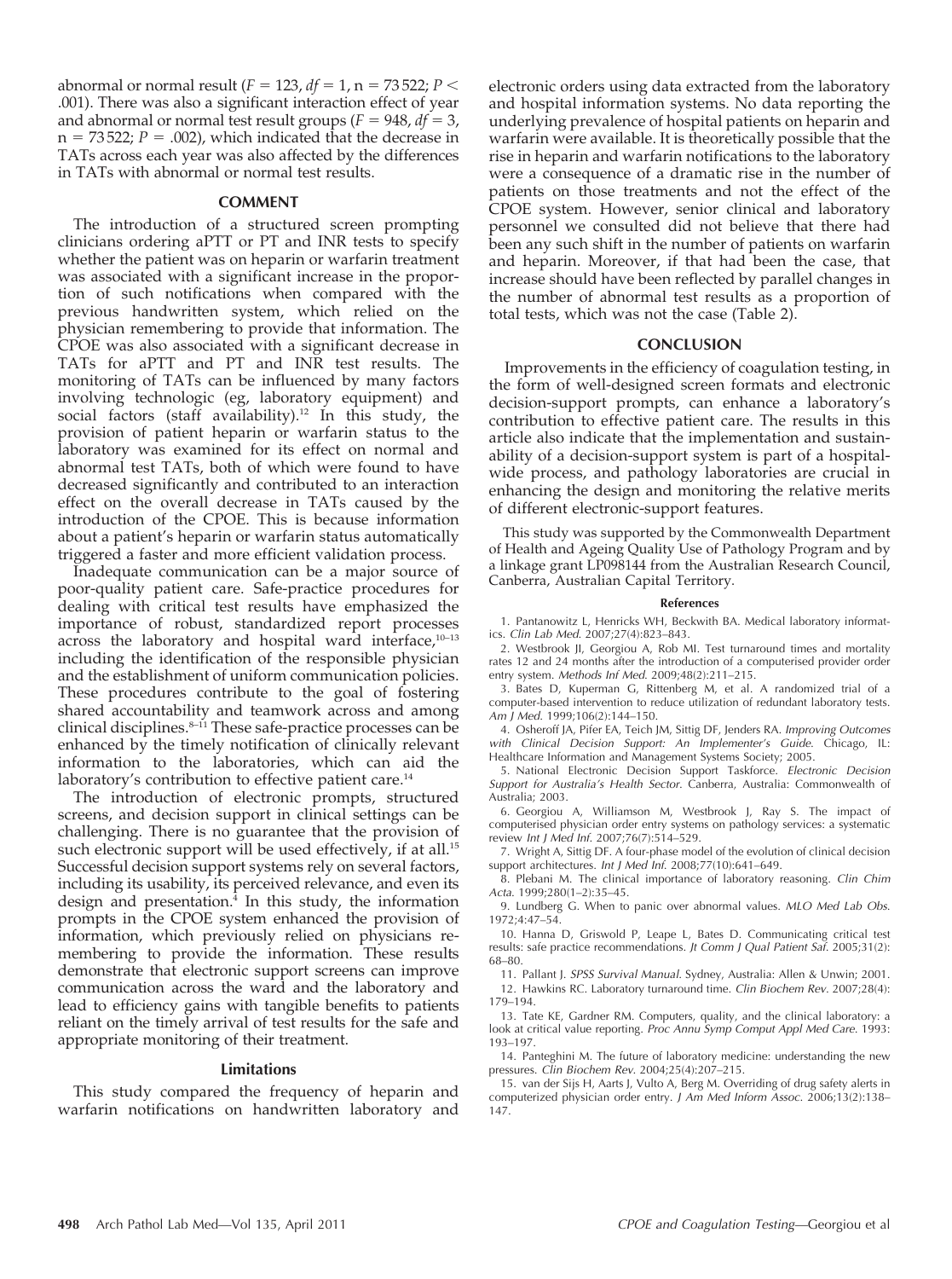abnormal or normal result ($F = 123$, $df = 1$, $n = 73\,522$; $P < .001$). There was also a significant interaction effect of year and abnormal or normal test result groups ($F = 948$, $df = 3$, $n = 73\,522$; $P = .002$), which indicated that the decrease in TATs across each year was also affected by the differences in TATs with abnormal or normal test results.

## COMMENT

The introduction of a structured screen prompting clinicians ordering aPTT or PT and INR tests to specify whether the patient was on heparin or warfarin treatment was associated with a significant increase in the proportion of such notifications when compared with the previous handwritten system, which relied on the physician remembering to provide that information. The CPOE was also associated with a significant decrease in TATs for aPTT and PT and INR test results. The monitoring of TATs can be influenced by many factors involving technologic (eg, laboratory equipment) and social factors (staff availability).[12] In this study, the provision of patient heparin or warfarin status to the laboratory was examined for its effect on normal and abnormal test TATs, both of which were found to have decreased significantly and contributed to an interaction effect on the overall decrease in TATs caused by the introduction of the CPOE. This is because information about a patient's heparin or warfarin status automatically triggered a faster and more efficient validation process.

Inadequate communication can be a major source of poor-quality patient care. Safe-practice procedures for dealing with critical test results have emphasized the importance of robust, standardized report processes across the laboratory and hospital ward interface,[10–13] including the identification of the responsible physician and the establishment of uniform communication policies. These procedures contribute to the goal of fostering shared accountability and teamwork across and among clinical disciplines.[8–11] These safe-practice processes can be enhanced by the timely notification of clinically relevant information to the laboratories, which can aid the laboratory's contribution to effective patient care.[14]

The introduction of electronic prompts, structured screens, and decision support in clinical settings can be challenging. There is no guarantee that the provision of such electronic support will be used effectively, if at all.[15] Successful decision support systems rely on several factors, including its usability, its perceived relevance, and even its design and presentation.[4] In this study, the information prompts in the CPOE system enhanced the provision of information, which previously relied on physicians remembering to provide the information. These results demonstrate that electronic support screens can improve communication across the ward and the laboratory and lead to efficiency gains with tangible benefits to patients reliant on the timely arrival of test results for the safe and appropriate monitoring of their treatment.

### Limitations

This study compared the frequency of heparin and warfarin notifications on handwritten laboratory and electronic orders using data extracted from the laboratory and hospital information systems. No data reporting the underlying prevalence of hospital patients on heparin and warfarin were available. It is theoretically possible that the rise in heparin and warfarin notifications to the laboratory were a consequence of a dramatic rise in the number of patients on those treatments and not the effect of the CPOE system. However, senior clinical and laboratory personnel we consulted did not believe that there had been any such shift in the number of patients on warfarin and heparin. Moreover, if that had been the case, that increase should have been reflected by parallel changes in the number of abnormal test results as a proportion of total tests, which was not the case (Table 2).

## CONCLUSION

Improvements in the efficiency of coagulation testing, in the form of well-designed screen formats and electronic decision-support prompts, can enhance a laboratory's contribution to effective patient care. The results in this article also indicate that the implementation and sustainability of a decision-support system is part of a hospital-wide process, and pathology laboratories are crucial in enhancing the design and monitoring the relative merits of different electronic-support features.

This study was supported by the Commonwealth Department of Health and Ageing Quality Use of Pathology Program and by a linkage grant LP098144 from the Australian Research Council, Canberra, Australian Capital Territory.

#### References

1. Pantanowitz L, Henricks WH, Beckwith BA. Medical laboratory informatics. *Clin Lab Med.* 2007;27(4):823–843.
2. Westbrook JI, Georgiou A, Rob MI. Test turnaround times and mortality rates 12 and 24 months after the introduction of a computerised provider order entry system. *Methods Inf Med.* 2009;48(2):211–215.
3. Bates D, Kuperman G, Rittenberg M, et al. A randomized trial of a computer-based intervention to reduce utilization of redundant laboratory tests. *Am J Med.* 1999;106(2):144–150.
4. Osheroff JA, Pifer EA, Teich JM, Sittig DF, Jenders RA. *Improving Outcomes with Clinical Decision Support: An Implementer's Guide.* Chicago, IL: Healthcare Information and Management Systems Society; 2005.
5. National Electronic Decision Support Taskforce. *Electronic Decision Support for Australia's Health Sector.* Canberra, Australia: Commonwealth of Australia; 2003.
6. Georgiou A, Williamson M, Westbrook J, Ray S. The impact of computerised physician order entry systems on pathology services: a systematic review *Int J Med Inf.* 2007;76(7):514–529.
7. Wright A, Sittig DF. A four-phase model of the evolution of clinical decision support architectures. *Int J Med Inf.* 2008;77(10):641–649.
8. Plebani M. The clinical importance of laboratory reasoning. *Clin Chim Acta.* 1999;280(1–2):35–45.
9. Lundberg G. When to panic over abnormal values. *MLO Med Lab Obs.* 1972;4:47–54.
10. Hanna D, Griswold P, Leape L, Bates D. Communicating critical test results: safe practice recommendations. *Jt Comm J Qual Patient Saf.* 2005;31(2):68–80.
11. Pallant J. *SPSS Survival Manual.* Sydney, Australia: Allen & Unwin; 2001.
12. Hawkins RC. Laboratory turnaround time. *Clin Biochem Rev.* 2007;28(4):179–194.
13. Tate KE, Gardner RM. Computers, quality, and the clinical laboratory: a look at critical value reporting. *Proc Annu Symp Comput Appl Med Care.* 1993:193–197.
14. Panteghini M. The future of laboratory medicine: understanding the new pressures. *Clin Biochem Rev.* 2004;25(4):207–215.
15. van der Sijs H, Aarts J, Vulto A, Berg M. Overriding of drug safety alerts in computerized physician order entry. *J Am Med Inform Assoc.* 2006;13(2):138–147.